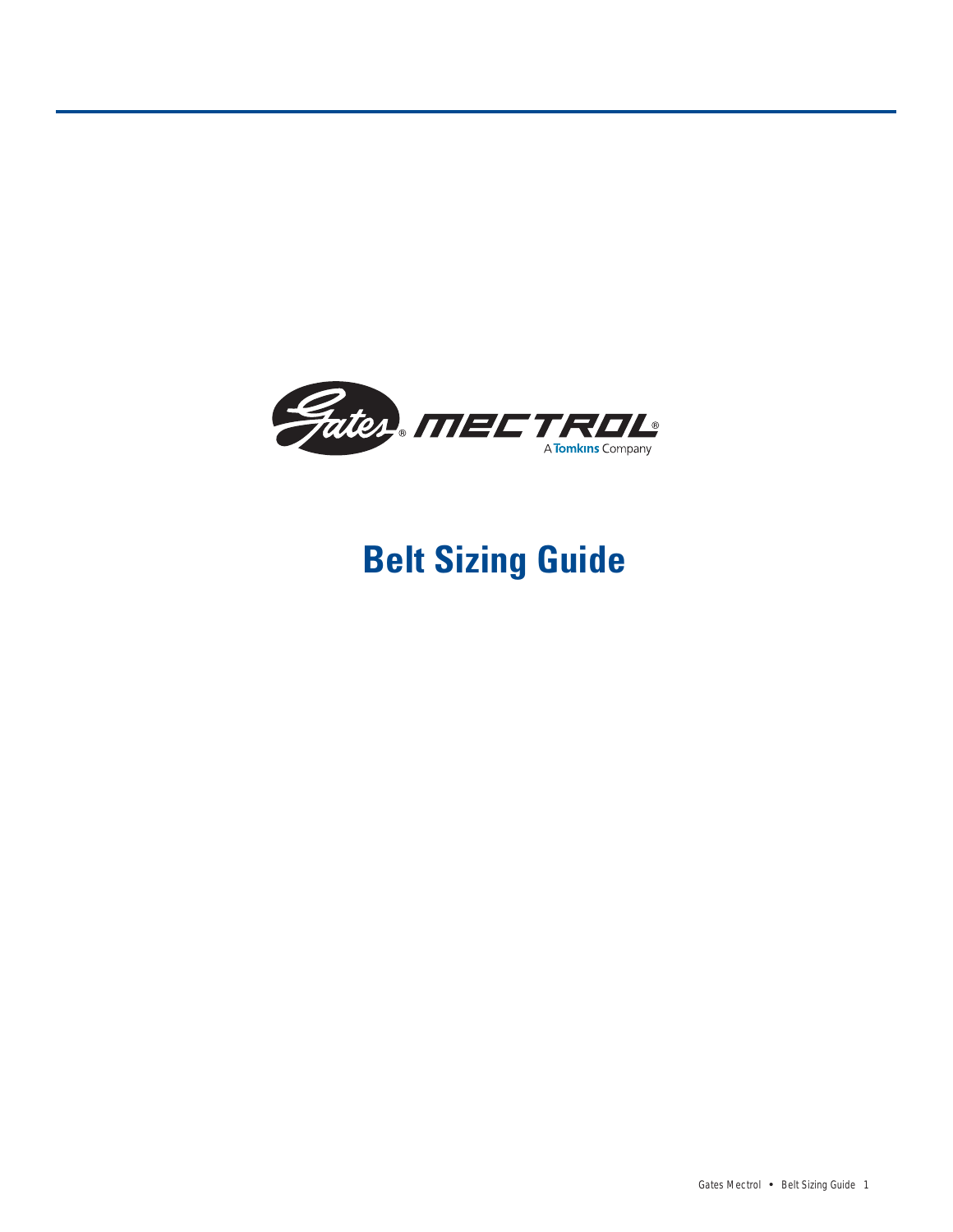Gates® MECTROL®

A Tomkins Company

# Belt Sizing Guide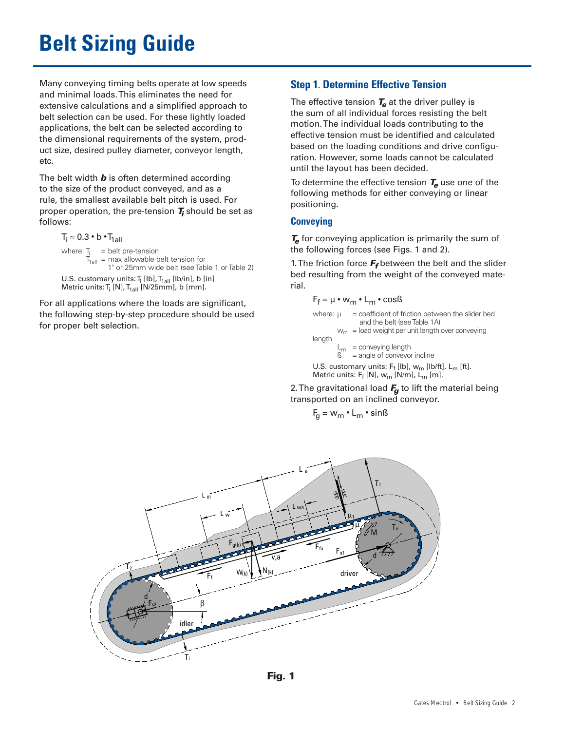# Belt Sizing Guide

Many conveying timing belts operate at low speeds and minimal loads. This eliminates the need for extensive calculations and a simplified approach to belt selection can be used. For these lightly loaded applications, the belt can be selected according to the dimensional requirements of the system, product size, desired pulley diameter, conveyor length, etc.

The belt width ***b*** is often determined according to the size of the product conveyed, and as a rule, the smallest available belt pitch is used. For proper operation, the pre-tension $T_i$ should be set as follows:

$$T_i \approx 0.3 \cdot b \cdot T_{1all}$$

where: $T_i$ = belt pre-tension
$T_{1all}$ = max allowable belt tension for 1" or 25mm wide belt (see Table 1 or Table 2)

U.S. customary units: $T_i$ [lb], $T_{1all}$ [lb/in], b [in]
Metric units: $T_i$ [N], $T_{1all}$ [N/25mm], b [mm].

For all applications where the loads are significant, the following step-by-step procedure should be used for proper belt selection.

## Step 1. Determine Effective Tension

The effective tension $T_e$ at the driver pulley is the sum of all individual forces resisting the belt motion. The individual loads contributing to the effective tension must be identified and calculated based on the loading conditions and drive configuration. However, some loads cannot be calculated until the layout has been decided.

To determine the effective tension $T_e$ use one of the following methods for either conveying or linear positioning.

### Conveying

$T_e$ for conveying application is primarily the sum of the following forces (see Figs. 1 and 2).

1. The friction force $F_f$ between the belt and the slider bed resulting from the weight of the conveyed material.

$$F_f = \mu \cdot w_m \cdot L_m \cdot \cos\beta$$

where: $\mu$ = coefficient of friction between the slider bed and the belt (see Table 1A)
$w_m$ = load weight per unit length over conveying length
$L_m$ = conveying length
$\beta$ = angle of conveyor incline

U.S. customary units: $F_f$ [lb], $w_m$ [lb/ft], $L_m$ [ft].
Metric units: $F_f$ [N], $w_m$ [N/m], $L_m$ [m].

2. The gravitational load $F_g$ to lift the material being transported on an inclined conveyor.

$$F_g = w_m \cdot L_m \cdot \sin\beta$$

**Fig. 1**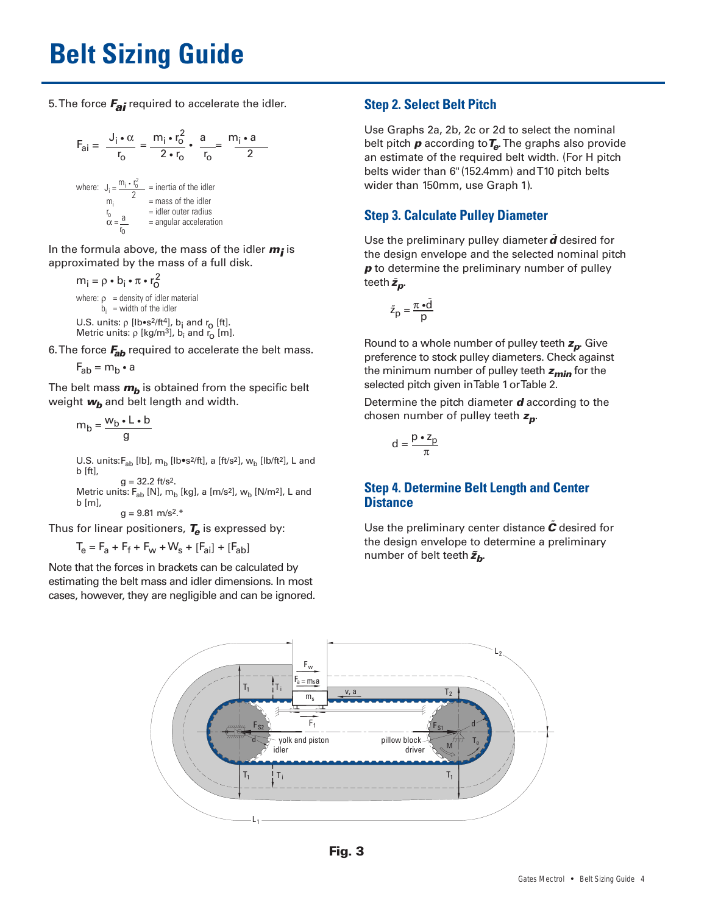# Belt Sizing Guide

5. The force $F_{ai}$ required to accelerate the idler.

$$F_{ai} = \frac{J_i \cdot \alpha}{r_o} = \frac{m_i \cdot r_o^2}{2 \cdot r_o} \cdot \frac{a}{r_o} = \frac{m_i \cdot a}{2}$$

where: $J_i = \frac{m_i \cdot r_o^2}{2}$ = inertia of the idler
$m_i$ = mass of the idler
$r_o$ = idler outer radius
$\alpha = \frac{a}{r_o}$ = angular acceleration

In the formula above, the mass of the idler $m_i$ is approximated by the mass of a full disk.

$$m_i = \rho \cdot b_i \cdot \pi \cdot r_o^2$$

where: $\rho$ = density of idler material
$b_i$ = width of the idler

U.S. units: $\rho$ [lb•s²/ft⁴], $b_i$ and $r_o$ [ft].
Metric units: $\rho$ [kg/m³], $b_i$ and $r_o$ [m].

6. The force $F_{ab}$ required to accelerate the belt mass.

$$F_{ab} = m_b \cdot a$$

The belt mass $m_b$ is obtained from the specific belt weight $w_b$ and belt length and width.

$$m_b = \frac{w_b \cdot L \cdot b}{g}$$

U.S. units: $F_{ab}$ [lb], $m_b$ [lb•s²/ft], a [ft/s²], $w_b$ [lb/ft²], L and b [ft],
g = 32.2 ft/s².
Metric units: $F_{ab}$ [N], $m_b$ [kg], a [m/s²], $w_b$ [N/m²], L and b [m],
g = 9.81 m/s².*

Thus for linear positioners, $T_e$ is expressed by:

$$T_e = F_a + F_f + F_w + W_s + [F_{ai}] + [F_{ab}]$$

Note that the forces in brackets can be calculated by estimating the belt mass and idler dimensions. In most cases, however, they are negligible and can be ignored.

## Step 2. Select Belt Pitch

Use Graphs 2a, 2b, 2c or 2d to select the nominal belt pitch $p$ according to $T_e$. The graphs also provide an estimate of the required belt width. (For H pitch belts wider than 6" (152.4mm) and T10 pitch belts wider than 150mm, use Graph 1).

## Step 3. Calculate Pulley Diameter

Use the preliminary pulley diameter $\tilde{d}$ desired for the design envelope and the selected nominal pitch $p$ to determine the preliminary number of pulley teeth $\tilde{z}_p$.

$$\tilde{z}_p = \frac{\pi \cdot \tilde{d}}{p}$$

Round to a whole number of pulley teeth $z_p$. Give preference to stock pulley diameters. Check against the minimum number of pulley teeth $z_{min}$ for the selected pitch given in Table 1 or Table 2.

Determine the pitch diameter $d$ according to the chosen number of pulley teeth $z_p$.

$$d = \frac{p \cdot z_p}{\pi}$$

## Step 4. Determine Belt Length and Center Distance

Use the preliminary center distance $\tilde{C}$ desired for the design envelope to determine a preliminary number of belt teeth $\tilde{z}_b$.

**Fig. 3**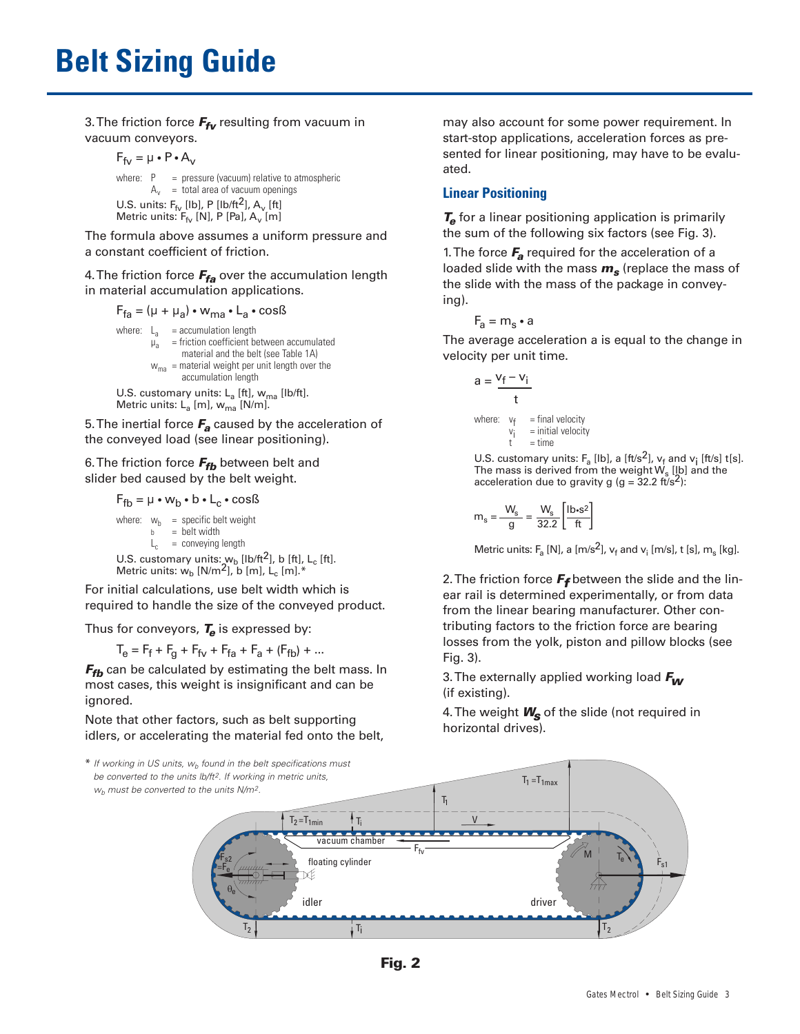# Belt Sizing Guide

3. The friction force $F_{fv}$ resulting from vacuum in vacuum conveyors.

$$F_{fv} = \mu \cdot P \cdot A_v$$

where: $P$ = pressure (vacuum) relative to atmospheric
$A_v$ = total area of vacuum openings

U.S. units: $F_{fv}$ [lb], P [lb/ft$^2$], $A_v$ [ft]
Metric units: $F_{fv}$ [N], P [Pa], $A_v$ [m]

The formula above assumes a uniform pressure and a constant coefficient of friction.

4. The friction force $F_{fa}$ over the accumulation length in material accumulation applications.

$$F_{fa} = (\mu + \mu_a) \cdot w_{ma} \cdot L_a \cdot \cos\beta$$

where: $L_a$ = accumulation length
$\mu_a$ = friction coefficient between accumulated material and the belt (see Table 1A)
$w_{ma}$ = material weight per unit length over the accumulation length

U.S. customary units: $L_a$ [ft], $w_{ma}$ [lb/ft].
Metric units: $L_a$ [m], $w_{ma}$ [N/m].

5. The inertial force $F_a$ caused by the acceleration of the conveyed load (see linear positioning).

6. The friction force $F_{fb}$ between belt and slider bed caused by the belt weight.

$$F_{fb} = \mu \cdot w_b \cdot b \cdot L_c \cdot \cos\beta$$

where: $w_b$ = specific belt weight
$b$ = belt width
$L_c$ = conveying length

U.S. customary units: $w_b$ [lb/ft$^2$], b [ft], $L_c$ [ft].
Metric units: $w_b$ [N/m$^2$], b [m], $L_c$ [m].*

For initial calculations, use belt width which is required to handle the size of the conveyed product.

Thus for conveyors, $T_e$ is expressed by:

$$T_e = F_f + F_g + F_{fv} + F_{fa} + F_a + (F_{fb}) + \ldots$$

$F_{fb}$ can be calculated by estimating the belt mass. In most cases, this weight is insignificant and can be ignored.

Note that other factors, such as belt supporting idlers, or accelerating the material fed onto the belt, may also account for some power requirement. In start-stop applications, acceleration forces as presented for linear positioning, may have to be evaluated.

## Linear Positioning

$T_e$ for a linear positioning application is primarily the sum of the following six factors (see Fig. 3).

1. The force $F_a$ required for the acceleration of a loaded slide with the mass $m_s$ (replace the mass of the slide with the mass of the package in conveying).

$$F_a = m_s \cdot a$$

The average acceleration a is equal to the change in velocity per unit time.

$$a = \frac{v_f - v_i}{t}$$

where: $v_f$ = final velocity
$v_i$ = initial velocity
$t$ = time

U.S. customary units: $F_a$ [lb], a [ft/s$^2$], $v_f$ and $v_i$ [ft/s] t[s].
The mass is derived from the weight $W_s$ [lb] and the acceleration due to gravity g (g = 32.2 ft/s$^2$):

$$m_s = \frac{W_s}{g} = \frac{W_s}{32.2}\left[\frac{lb \cdot s^2}{ft}\right]$$

Metric units: $F_a$ [N], a [m/s$^2$], $v_f$ and $v_i$ [m/s], t [s], $m_s$ [kg].

2. The friction force $F_f$ between the slide and the linear rail is determined experimentally, or from data from the linear bearing manufacturer. Other contributing factors to the friction force are bearing losses from the yolk, piston and pillow blocks (see Fig. 3).

3. The externally applied working load $F_w$ (if existing).

4. The weight $W_s$ of the slide (not required in horizontal drives).

\* If working in US units, $w_b$ found in the belt specifications must be converted to the units lb/ft$^2$. If working in metric units, $w_b$ must be converted to the units N/m$^2$.

Fig. 2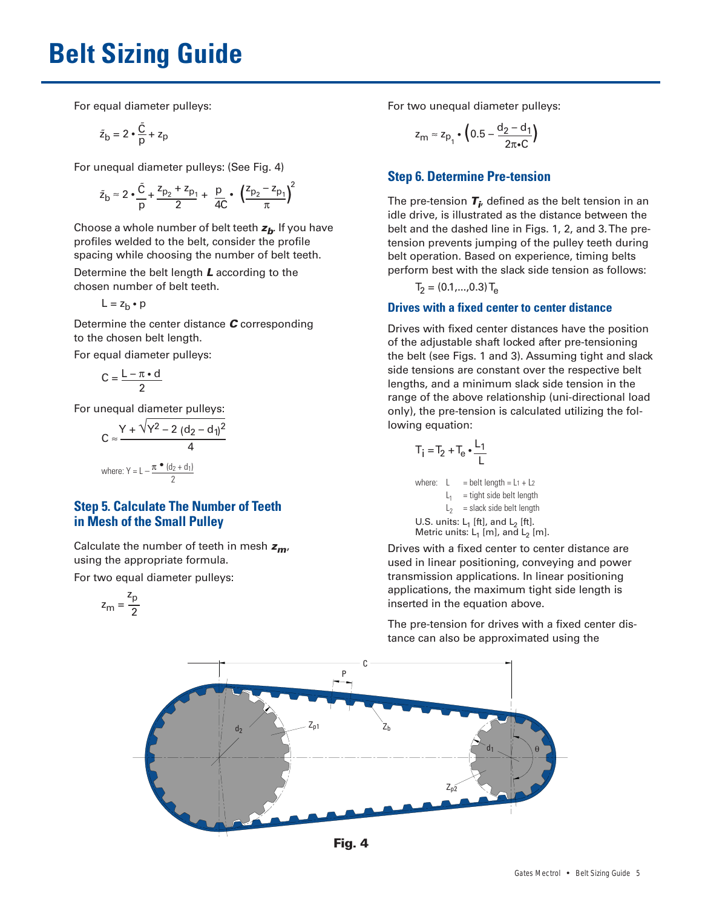# Belt Sizing Guide

For equal diameter pulleys:

$$\tilde{z}_b = 2 \cdot \frac{\tilde{C}}{p} + z_p$$

For unequal diameter pulleys: (See Fig. 4)

$$\tilde{z}_b \approx 2 \cdot \frac{\tilde{C}}{p} + \frac{z_{p_2} + z_{p_1}}{2} + \frac{p}{4C} \cdot \left(\frac{z_{p_2} - z_{p_1}}{\pi}\right)^2$$

Choose a whole number of belt teeth $z_b$. If you have profiles welded to the belt, consider the profile spacing while choosing the number of belt teeth.

Determine the belt length $L$ according to the chosen number of belt teeth.

$$L = z_b \cdot p$$

Determine the center distance $C$ corresponding to the chosen belt length.

For equal diameter pulleys:

$$C = \frac{L - \pi \cdot d}{2}$$

For unequal diameter pulleys:

$$C \approx \frac{Y + \sqrt{Y^2 - 2\,(d_2 - d_1)^2}}{4}$$

where: $Y = L - \frac{\pi \cdot (d_2 + d_1)}{2}$

## Step 5. Calculate The Number of Teeth in Mesh of the Small Pulley

Calculate the number of teeth in mesh $z_m$, using the appropriate formula.

For two equal diameter pulleys:

$$z_m = \frac{z_p}{2}$$

For two unequal diameter pulleys:

$$z_m \approx z_{p_1} \cdot \left(0.5 - \frac{d_2 - d_1}{2\pi \cdot C}\right)$$

## Step 6. Determine Pre-tension

The pre-tension $T_i$, defined as the belt tension in an idle drive, is illustrated as the distance between the belt and the dashed line in Figs. 1, 2, and 3. The pre-tension prevents jumping of the pulley teeth during belt operation. Based on experience, timing belts perform best with the slack side tension as follows:

$$T_2 = (0.1,...,0.3)\,T_e$$

### Drives with a fixed center to center distance

Drives with fixed center distances have the position of the adjustable shaft locked after pre-tensioning the belt (see Figs. 1 and 3). Assuming tight and slack side tensions are constant over the respective belt lengths, and a minimum slack side tension in the range of the above relationship (uni-directional load only), the pre-tension is calculated utilizing the following equation:

$$T_i = T_2 + T_e \cdot \frac{L_1}{L}$$

where: $L$ = belt length = $L_1 + L_2$
$L_1$ = tight side belt length
$L_2$ = slack side belt length

U.S. units: $L_1$ [ft], and $L_2$ [ft].
Metric units: $L_1$ [m], and $L_2$ [m].

Drives with a fixed center to center distance are used in linear positioning, conveying and power transmission applications. In linear positioning applications, the maximum tight side length is inserted in the equation above.

The pre-tension for drives with a fixed center distance can also be approximated using the

**Fig. 4**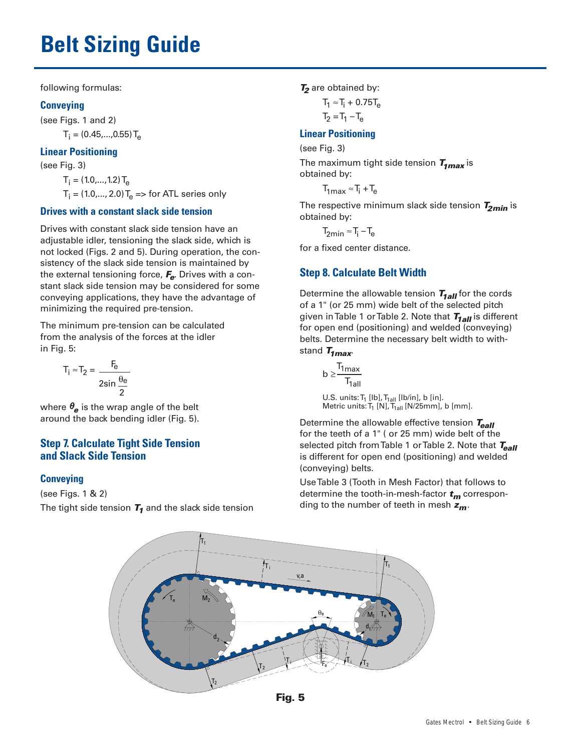# Belt Sizing Guide

following formulas:

### Conveying

(see Figs. 1 and 2)

$$T_i = (0.45,...,0.55)\,T_e$$

### Linear Positioning

(see Fig. 3)

$$T_i = (1.0,...,1.2)\,T_e$$

$$T_i = (1.0,..., 2.0)\,T_e \Rightarrow \text{for ATL series only}$$

### Drives with a constant slack side tension

Drives with constant slack side tension have an adjustable idler, tensioning the slack side, which is not locked (Figs. 2 and 5). During operation, the consistency of the slack side tension is maintained by the external tensioning force, $F_e$. Drives with a constant slack side tension may be considered for some conveying applications, they have the advantage of minimizing the required pre-tension.

The minimum pre-tension can be calculated from the analysis of the forces at the idler in Fig. 5:

$$T_i \approx T_2 = \frac{F_e}{2\sin\frac{\theta_e}{2}}$$

where $\theta_e$ is the wrap angle of the belt around the back bending idler (Fig. 5).

## Step 7. Calculate Tight Side Tension and Slack Side Tension

### Conveying

(see Figs. 1 & 2)

The tight side tension $T_1$ and the slack side tension $T_2$ are obtained by:

$$T_1 \approx T_i + 0.75T_e$$

$$T_2 = T_1 - T_e$$

### Linear Positioning

(see Fig. 3)

The maximum tight side tension $T_{1max}$ is obtained by:

$$T_{1max} \approx T_i + T_e$$

The respective minimum slack side tension $T_{2min}$ is obtained by:

$$T_{2min} \approx T_i - T_e$$

for a fixed center distance.

## Step 8. Calculate Belt Width

Determine the allowable tension $T_{1all}$ for the cords of a 1" (or 25 mm) wide belt of the selected pitch given in Table 1 or Table 2. Note that $T_{1all}$ is different for open end (positioning) and welded (conveying) belts. Determine the necessary belt width to withstand $T_{1max}$.

$$b \geq \frac{T_{1max}}{T_{1all}}$$

U.S. units: $T_1$ [lb], $T_{1all}$ [lb/in], b [in].
Metric units: $T_1$ [N], $T_{1all}$ [N/25mm], b [mm].

Determine the allowable effective tension $T_{eall}$ for the teeth of a 1" ( or 25 mm) wide belt of the selected pitch from Table 1 or Table 2. Note that $T_{eall}$ is different for open end (positioning) and welded (conveying) belts.

Use Table 3 (Tooth in Mesh Factor) that follows to determine the tooth-in-mesh-factor $t_m$ corresponding to the number of teeth in mesh $z_m$.

**Fig. 5**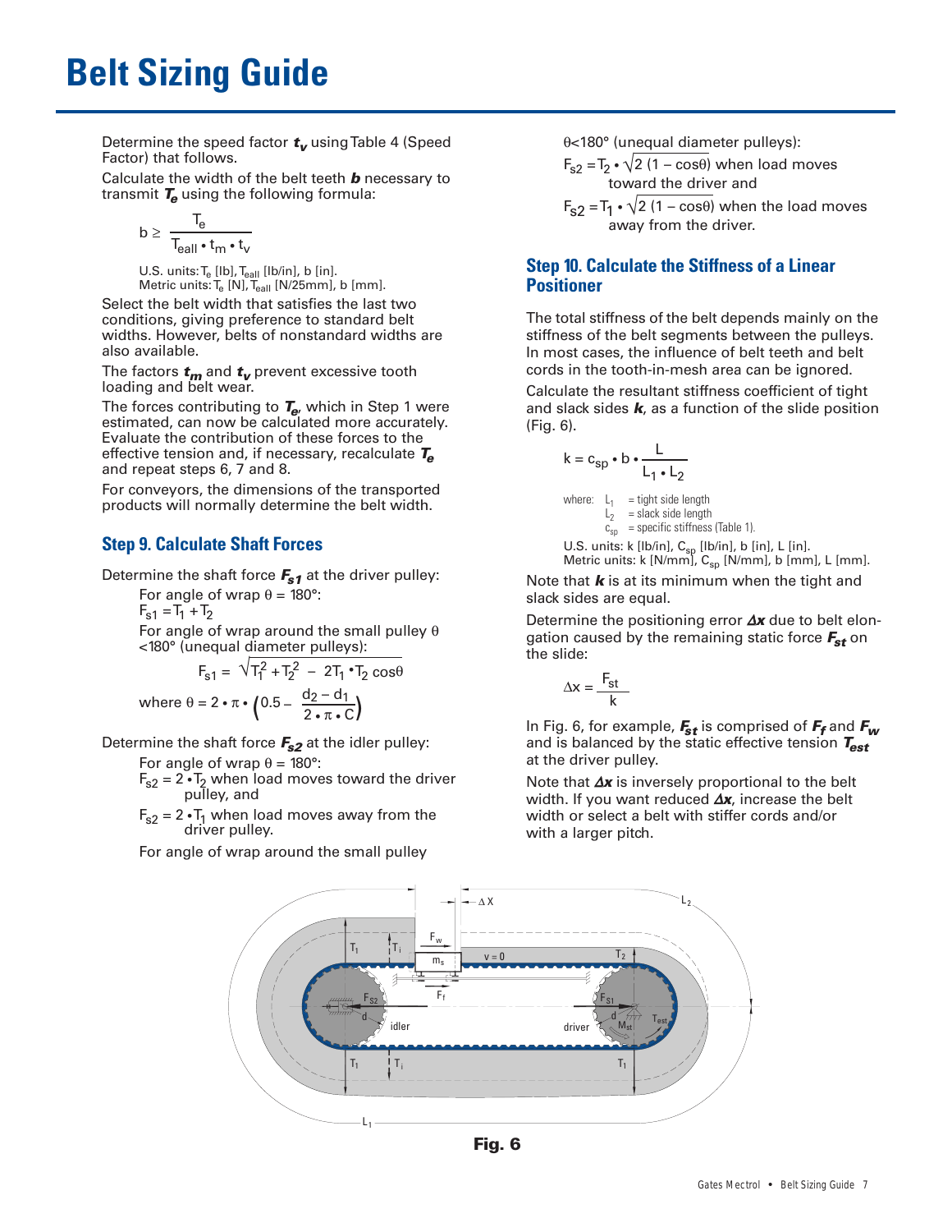# Belt Sizing Guide

Determine the speed factor $t_v$ using Table 4 (Speed Factor) that follows.

Calculate the width of the belt teeth $b$ necessary to transmit $T_e$ using the following formula:

$$b \geq \frac{T_e}{T_{eall} \cdot t_m \cdot t_v}$$

U.S. units: $T_e$ [lb], $T_{eall}$ [lb/in], b [in].
Metric units: $T_e$ [N], $T_{eall}$ [N/25mm], b [mm].

Select the belt width that satisfies the last two conditions, giving preference to standard belt widths. However, belts of nonstandard widths are also available.

The factors $t_m$ and $t_v$ prevent excessive tooth loading and belt wear.

The forces contributing to $T_e$, which in Step 1 were estimated, can now be calculated more accurately. Evaluate the contribution of these forces to the effective tension and, if necessary, recalculate $T_e$ and repeat steps 6, 7 and 8.

For conveyors, the dimensions of the transported products will normally determine the belt width.

## Step 9. Calculate Shaft Forces

Determine the shaft force $F_{s1}$ at the driver pulley:

For angle of wrap $\theta = 180°$:

$F_{s1} = T_1 + T_2$

For angle of wrap around the small pulley $\theta < 180°$ (unequal diameter pulleys):

$$F_{s1} = \sqrt{T_1^2 + T_2^2 - 2T_1 \cdot T_2 \cos\theta}$$

where $\theta = 2 \cdot \pi \cdot \left(0.5 - \frac{d_2 - d_1}{2 \cdot \pi \cdot C}\right)$

Determine the shaft force $F_{s2}$ at the idler pulley:

For angle of wrap $\theta = 180°$:

$F_{s2} = 2 \cdot T_2$ when load moves toward the driver pulley, and

$F_{s2} = 2 \cdot T_1$ when load moves away from the driver pulley.

For angle of wrap around the small pulley $\theta < 180°$ (unequal diameter pulleys):

$F_{s2} = T_2 \cdot \sqrt{2\,(1 - \cos\theta)}$ when load moves toward the driver and

$F_{s2} = T_1 \cdot \sqrt{2\,(1 - \cos\theta)}$ when the load moves away from the driver.

## Step 10. Calculate the Stiffness of a Linear Positioner

The total stiffness of the belt depends mainly on the stiffness of the belt segments between the pulleys. In most cases, the influence of belt teeth and belt cords in the tooth-in-mesh area can be ignored.

Calculate the resultant stiffness coefficient of tight and slack sides $k$, as a function of the slide position (Fig. 6).

$$k = c_{sp} \cdot b \cdot \frac{L}{L_1 \cdot L_2}$$

where: $L_1$ = tight side length
$L_2$ = slack side length
$c_{sp}$ = specific stiffness (Table 1).

U.S. units: k [lb/in], $C_{sp}$ [lb/in], b [in], L [in].
Metric units: k [N/mm], $C_{sp}$ [N/mm], b [mm], L [mm].

Note that $k$ is at its minimum when the tight and slack sides are equal.

Determine the positioning error $\Delta x$ due to belt elongation caused by the remaining static force $F_{st}$ on the slide:

$$\Delta x = \frac{F_{st}}{k}$$

In Fig. 6, for example, $F_{st}$ is comprised of $F_f$ and $F_w$ and is balanced by the static effective tension $T_{est}$ at the driver pulley.

Note that $\Delta x$ is inversely proportional to the belt width. If you want reduced $\Delta x$, increase the belt width or select a belt with stiffer cords and/or with a larger pitch.

**Fig. 6**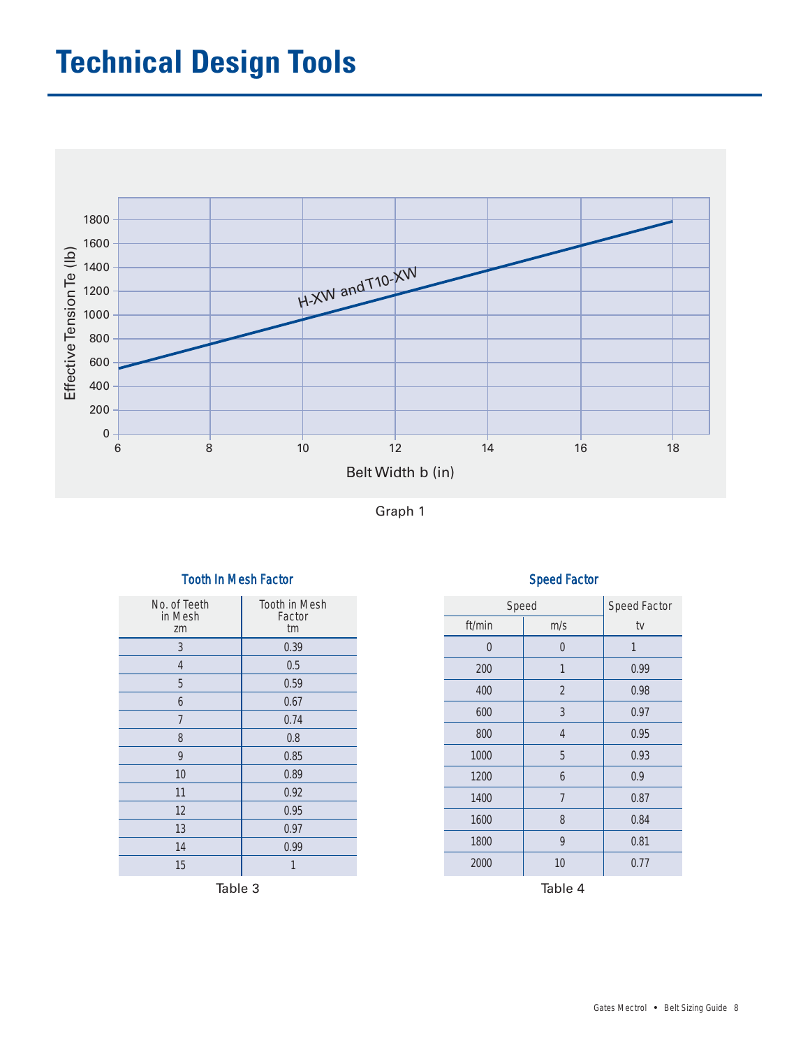# Technical Design Tools

Graph 1

**Tooth In Mesh Factor**

| No. of Teeth in Mesh zm | Tooth in Mesh Factor tm |
|---|---|
| 3 | 0.39 |
| 4 | 0.5 |
| 5 | 0.59 |
| 6 | 0.67 |
| 7 | 0.74 |
| 8 | 0.8 |
| 9 | 0.85 |
| 10 | 0.89 |
| 11 | 0.92 |
| 12 | 0.95 |
| 13 | 0.97 |
| 14 | 0.99 |
| 15 | 1 |

Table 3

**Speed Factor**

| Speed | | Speed Factor |
|---|---|---|
| ft/min | m/s | tv |
| 0 | 0 | 1 |
| 200 | 1 | 0.99 |
| 400 | 2 | 0.98 |
| 600 | 3 | 0.97 |
| 800 | 4 | 0.95 |
| 1000 | 5 | 0.93 |
| 1200 | 6 | 0.9 |
| 1400 | 7 | 0.87 |
| 1600 | 8 | 0.84 |
| 1800 | 9 | 0.81 |
| 2000 | 10 | 0.77 |

Table 4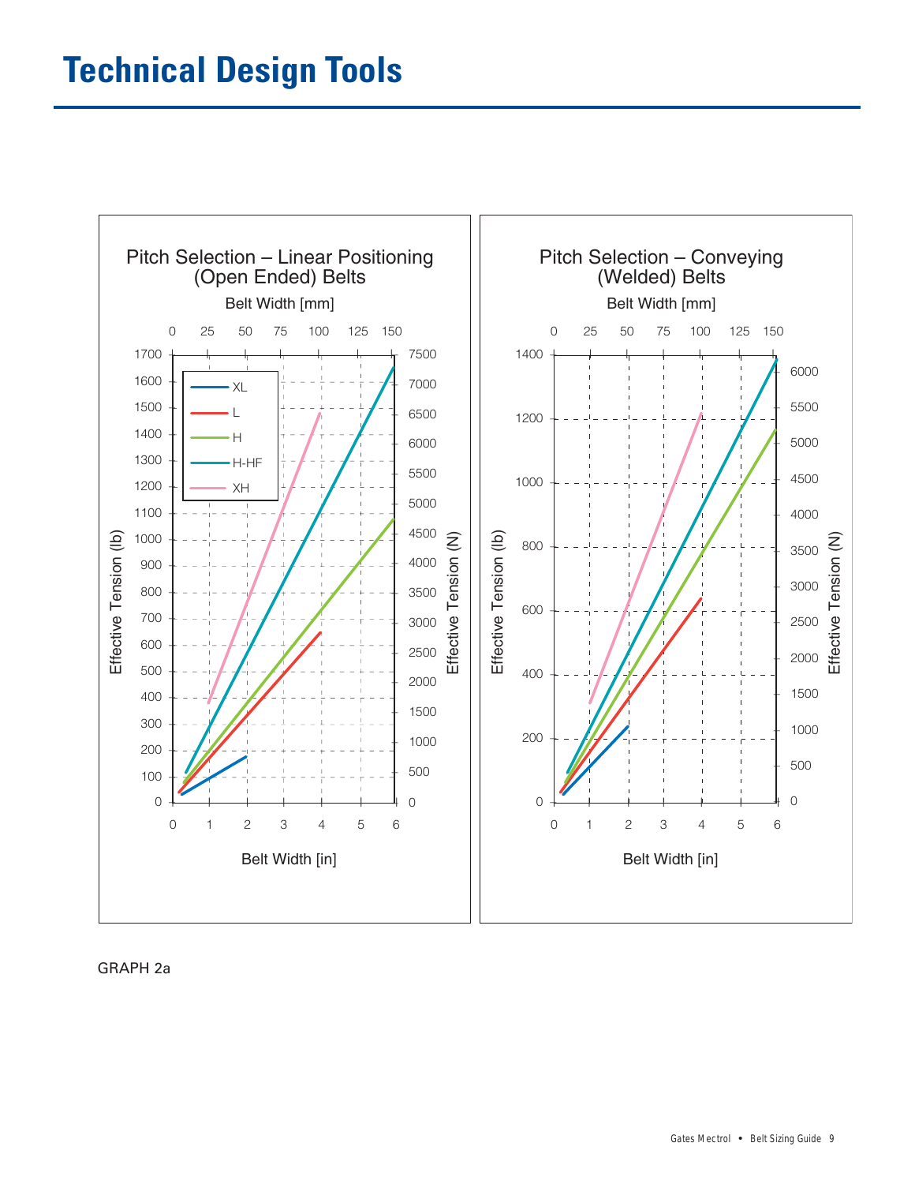# Technical Design Tools

Pitch Selection – Linear Positioning (Open Ended) Belts

Belt Width [mm]: 0, 25, 50, 75, 100, 125, 150

Effective Tension (lb): 0–1700

Effective Tension (N): 0–7500

Belt Width [in]: 0–6

Legend: XL, L, H, H-HF, XH

Pitch Selection – Conveying (Welded) Belts

Belt Width [mm]: 0, 25, 50, 75, 100, 125, 150

Effective Tension (lb): 0–1400

Effective Tension (N): 0–6000

Belt Width [in]: 0–6

GRAPH 2a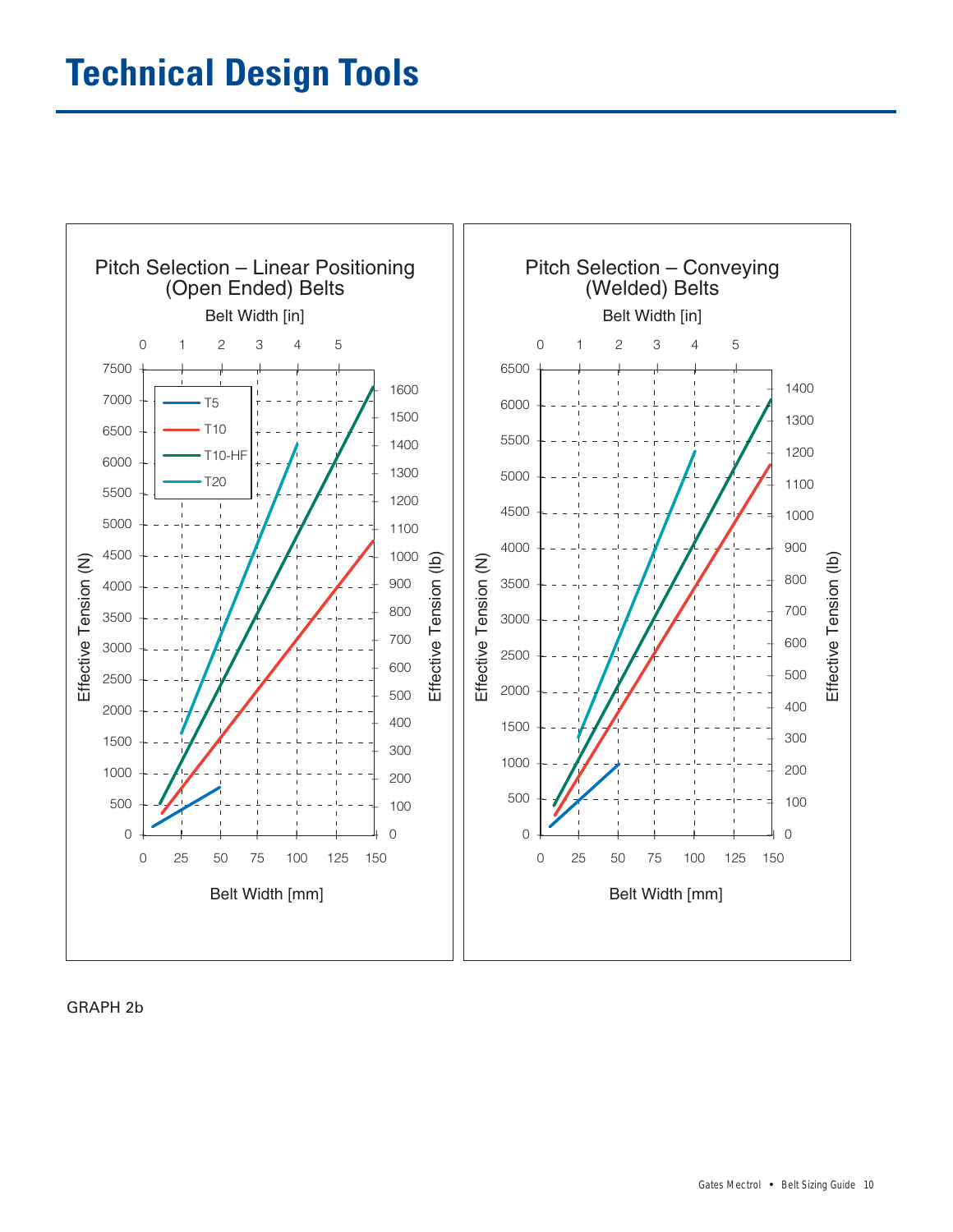# Technical Design Tools

**Pitch Selection – Linear Positioning (Open Ended) Belts**

Belt Width [in]: 0, 1, 2, 3, 4, 5

Effective Tension (N): 0, 500, 1000, 1500, 2000, 2500, 3000, 3500, 4000, 4500, 5000, 5500, 6000, 6500, 7000, 7500

Effective Tension (lb): 0, 100, 200, 300, 400, 500, 600, 700, 800, 900, 1000, 1100, 1200, 1300, 1400, 1500, 1600

Belt Width [mm]: 0, 25, 50, 75, 100, 125, 150

Legend: T5, T10, T10-HF, T20

**Pitch Selection – Conveying (Welded) Belts**

Belt Width [in]: 0, 1, 2, 3, 4, 5

Effective Tension (N): 0, 500, 1000, 1500, 2000, 2500, 3000, 3500, 4000, 4500, 5000, 5500, 6000, 6500

Effective Tension (lb): 0, 100, 200, 300, 400, 500, 600, 700, 800, 900, 1000, 1100, 1200, 1300, 1400

Belt Width [mm]: 0, 25, 50, 75, 100, 125, 150

GRAPH 2b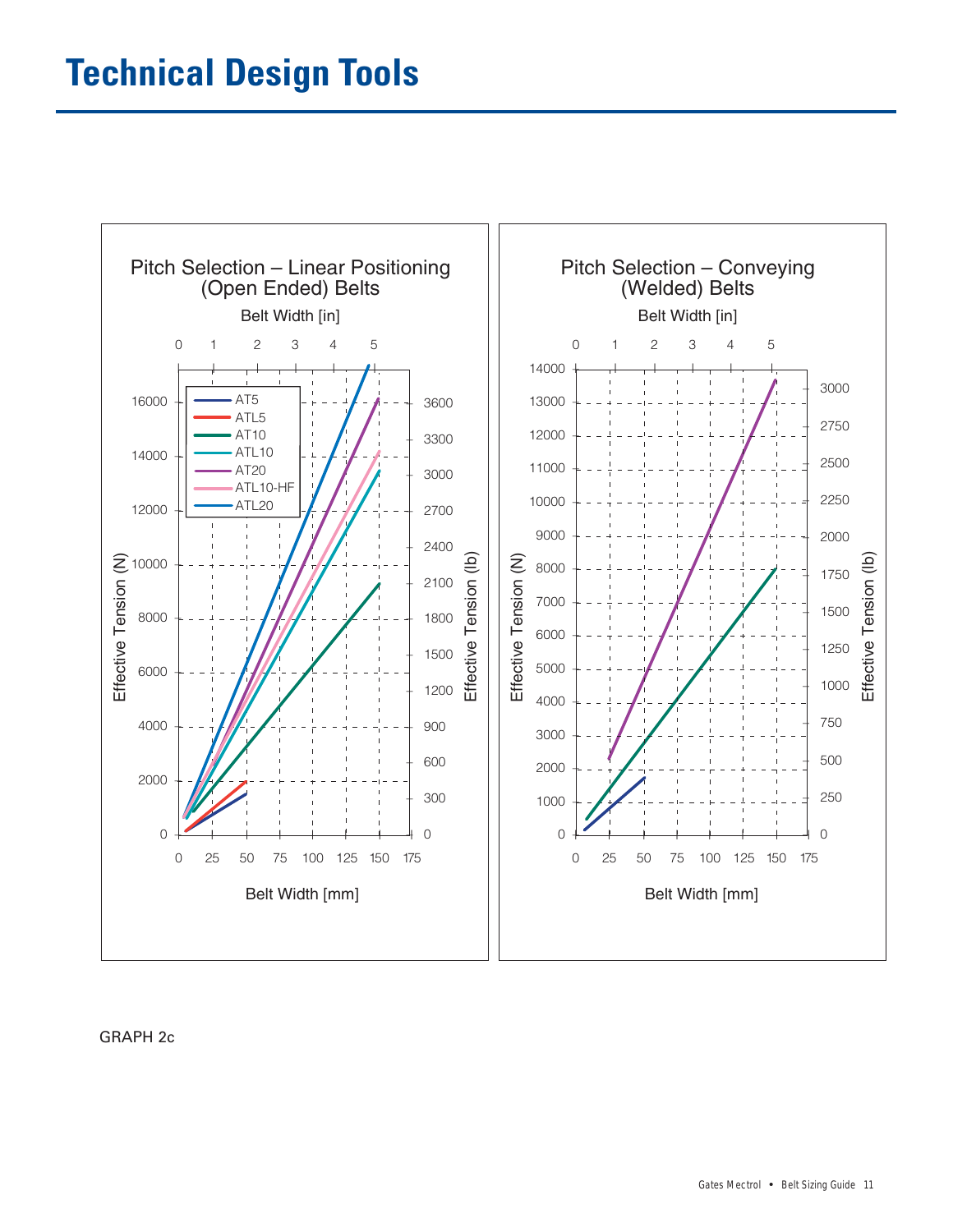# Technical Design Tools

**Pitch Selection – Linear Positioning (Open Ended) Belts**

Belt Width [in]: 0, 1, 2, 3, 4, 5

Effective Tension (N): 0, 2000, 4000, 6000, 8000, 10000, 12000, 14000, 16000

Effective Tension (lb): 0, 300, 600, 900, 1200, 1500, 1800, 2100, 2400, 2700, 3000, 3300, 3600

Belt Width [mm]: 0, 25, 50, 75, 100, 125, 150, 175

Legend: AT5, ATL5, AT10, ATL10, AT20, ATL10-HF, ATL20

**Pitch Selection – Conveying (Welded) Belts**

Belt Width [in]: 0, 1, 2, 3, 4, 5

Effective Tension (N): 0, 1000, 2000, 3000, 4000, 5000, 6000, 7000, 8000, 9000, 10000, 11000, 12000, 13000, 14000

Effective Tension (lb): 0, 250, 500, 750, 1000, 1250, 1500, 1750, 2000, 2250, 2500, 2750, 3000

Belt Width [mm]: 0, 25, 50, 75, 100, 125, 150, 175

GRAPH 2c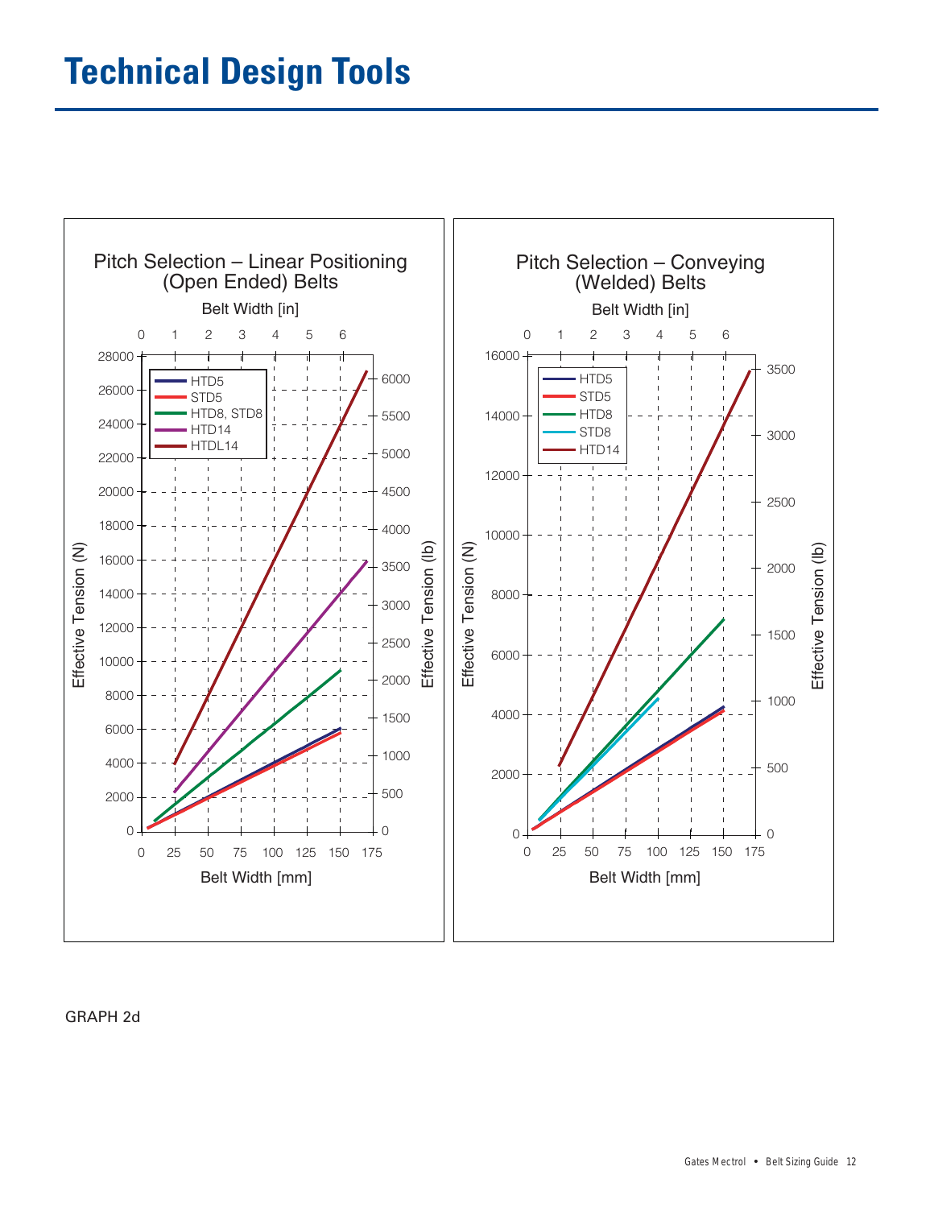# Technical Design Tools

**Pitch Selection – Linear Positioning (Open Ended) Belts**

Belt Width [in]: 0, 1, 2, 3, 4, 5, 6

Effective Tension (N): 0, 2000, 4000, 6000, 8000, 10000, 12000, 14000, 16000, 18000, 20000, 22000, 24000, 26000, 28000

Effective Tension (lb): 0, 500, 1000, 1500, 2000, 2500, 3000, 3500, 4000, 4500, 5000, 5500, 6000

Belt Width [mm]: 0, 25, 50, 75, 100, 125, 150, 175

Legend: HTD5, STD5, HTD8, STD8, HTD14, HTDL14

**Pitch Selection – Conveying (Welded) Belts**

Belt Width [in]: 0, 1, 2, 3, 4, 5, 6

Effective Tension (N): 0, 2000, 4000, 6000, 8000, 10000, 12000, 14000, 16000

Effective Tension (lb): 0, 500, 1000, 1500, 2000, 2500, 3000, 3500

Belt Width [mm]: 0, 25, 50, 75, 100, 125, 150, 175

Legend: HTD5, STD5, HTD8, STD8, HTD14

GRAPH 2d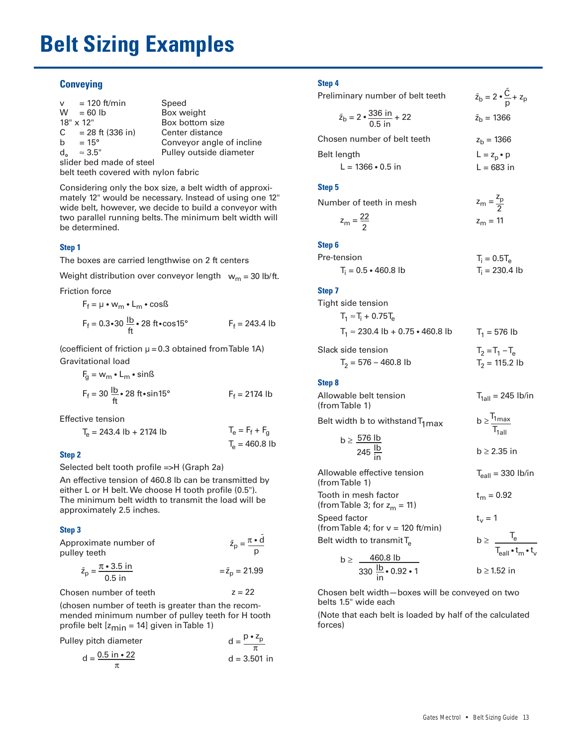# Belt Sizing Examples

## Conveying

| | | |
|---|---|---|
| $v$ | = 120 ft/min | Speed |
| $W$ | = 60 lb | Box weight |
| 18" x 12" | | Box bottom size |
| $C$ | = 28 ft (336 in) | Center distance |
| $b$ | = 15° | Conveyor angle of incline |
| $d_o$ | ≈ 3.5" | Pulley outside diameter |

slider bed made of steel
belt teeth covered with nylon fabric

Considering only the box size, a belt width of approximately 12" would be necessary. Instead of using one 12" wide belt, however, we decide to build a conveyor with two parallel running belts. The minimum belt width will be determined.

### Step 1

The boxes are carried lengthwise on 2 ft centers

Weight distribution over conveyor length $w_m = 30$ lb/ft.

Friction force

$$F_f = \mu \cdot w_m \cdot L_m \cdot \cos\beta$$

$$F_f = 0.3 \cdot 30\ \frac{\text{lb}}{\text{ft}} \cdot 28\ \text{ft} \cdot \cos 15° \qquad F_f = 243.4\ \text{lb}$$

(coefficient of friction $\mu = 0.3$ obtained from Table 1A)

Gravitational load

$$F_g = w_m \cdot L_m \cdot \sin\beta$$

$$F_f = 30\ \frac{\text{lb}}{\text{ft}} \cdot 28\ \text{ft} \cdot \sin 15° \qquad F_f = 217.4\ \text{lb}$$

Effective tension

$$T_e = 243.4\ \text{lb} + 217.4\ \text{lb} \qquad T_e = F_f + F_g$$

$$T_e = 460.8\ \text{lb}$$

### Step 2

Selected belt tooth profile => H (Graph 2a)

An effective tension of 460.8 lb can be transmitted by either L or H belt. We choose H tooth profile (0.5"). The minimum belt width to transmit the load will be approximately 2.5 inches.

### Step 3

Approximate number of pulley teeth $\qquad \tilde{z}_p = \frac{\pi \cdot \tilde{d}}{p}$

$$\tilde{z}_p = \frac{\pi \cdot 3.5\ \text{in}}{0.5\ \text{in}} \qquad = \tilde{z}_p = 21.99$$

Chosen number of teeth $\qquad z = 22$

(chosen number of teeth is greater than the recommended minimum number of pulley teeth for H tooth profile belt [$z_{min} = 14$] given in Table 1)

Pulley pitch diameter $\qquad d = \frac{p \cdot z_p}{\pi}$

$$d = \frac{0.5\ \text{in} \cdot 22}{\pi} \qquad d = 3.501\ \text{in}$$

### Step 4

Preliminary number of belt teeth $\qquad \tilde{z}_b = 2 \cdot \frac{\tilde{C}}{p} + z_p$

$$\tilde{z}_b = 2 \cdot \frac{336\ \text{in}}{0.5\ \text{in}} + 22 \qquad \tilde{z}_b = 1366$$

Chosen number of belt teeth $\qquad z_b = 1366$

Belt length $\qquad L = z_p \cdot p$

$$L = 1366 \cdot 0.5\ \text{in} \qquad L = 683\ \text{in}$$

### Step 5

Number of teeth in mesh $\qquad z_m = \frac{z_p}{2}$

$$z_m = \frac{22}{2} \qquad z_m = 11$$

### Step 6

Pre-tension $\qquad T_i = 0.5T_e$

$$T_i = 0.5 \cdot 460.8\ \text{lb} \qquad T_i = 230.4\ \text{lb}$$

### Step 7

Tight side tension

$$T_1 \approx T_i + 0.75T_e$$

$$T_1 \approx 230.4\ \text{lb} + 0.75 \cdot 460.8\ \text{lb} \qquad T_1 = 576\ \text{lb}$$

Slack side tension $\qquad T_2 = T_1 - T_e$

$$T_2 = 576 - 460.8\ \text{lb} \qquad T_2 = 115.2\ \text{lb}$$

### Step 8

Allowable belt tension (from Table 1) $\qquad T_{1all} = 245$ lb/in

Belt width b to withstand $T_{1max}$ $\qquad b \geq \frac{T_{1max}}{T_{1all}}$

$$b \geq \frac{576\ \text{lb}}{245\ \frac{\text{lb}}{\text{in}}} \qquad b \geq 2.35\ \text{in}$$

Allowable effective tension (from Table 1) $\qquad T_{eall} = 330$ lb/in

Tooth in mesh factor (from Table 3; for $z_m = 11$) $\qquad t_m = 0.92$

Speed factor (from Table 4; for v = 120 ft/min) $\qquad t_v = 1$

Belt width to transmit $T_e$ $\qquad b \geq \frac{T_e}{T_{eall} \cdot t_m \cdot t_v}$

$$b \geq \frac{460.8\ \text{lb}}{330\ \frac{\text{lb}}{\text{in}} \cdot 0.92 \cdot 1} \qquad b \geq 1.52\ \text{in}$$

Chosen belt width—boxes will be conveyed on two belts 1.5" wide each

(Note that each belt is loaded by half of the calculated forces)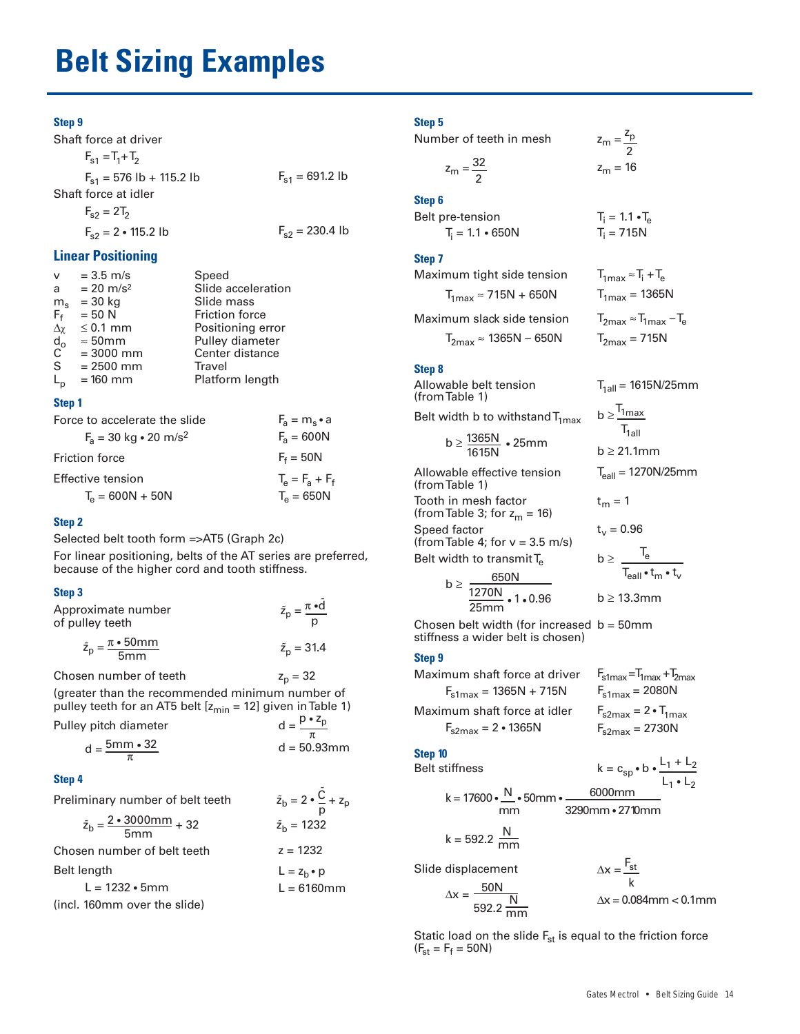# Belt Sizing Examples

### Step 9

Shaft force at driver

$F_{s1} = T_1 + T_2$

$F_{s1} = 576 \text{ lb} + 115.2 \text{ lb}$ $\quad F_{s1} = 691.2 \text{ lb}$

Shaft force at idler

$F_{s2} = 2T_2$

$F_{s2} = 2 \cdot 115.2 \text{ lb}$ $\quad F_{s2} = 230.4 \text{ lb}$

## Linear Positioning

| | | |
|---|---|---|
| $v$ | $= 3.5$ m/s | Speed |
| $a$ | $= 20$ m/s² | Slide acceleration |
| $m_s$ | $= 30$ kg | Slide mass |
| $F_f$ | $= 50$ N | Friction force |
| $\Delta\chi$ | $\leq 0.1$ mm | Positioning error |
| $d_o$ | $\approx 50$mm | Pulley diameter |
| $C$ | $= 3000$ mm | Center distance |
| $S$ | $= 2500$ mm | Travel |
| $L_p$ | $= 160$ mm | Platform length |

### Step 1

Force to accelerate the slide $\quad F_a = m_s \cdot a$

$F_a = 30 \text{ kg} \cdot 20 \text{ m/s}^2$ $\quad F_a = 600\text{N}$

Friction force $\quad F_f = 50\text{N}$

Effective tension $\quad T_e = F_a + F_f$

$T_e = 600\text{N} + 50\text{N}$ $\quad T_e = 650\text{N}$

### Step 2

Selected belt tooth form =>AT5 (Graph 2c)

For linear positioning, belts of the AT series are preferred, because of the higher cord and tooth stiffness.

### Step 3

Approximate number of pulley teeth $\quad \tilde{z}_p = \dfrac{\pi \cdot \tilde{d}}{p}$

$$\tilde{z}_p = \frac{\pi \cdot 50\text{mm}}{5\text{mm}} \qquad \tilde{z}_p = 31.4$$

Chosen number of teeth $\quad z_p = 32$

(greater than the recommended minimum number of pulley teeth for an AT5 belt [$z_{min} = 12$] given in Table 1)

Pulley pitch diameter $\quad d = \dfrac{p \cdot z_p}{\pi}$

$$d = \frac{5\text{mm} \cdot 32}{\pi} \qquad d = 50.93\text{mm}$$

### Step 4

Preliminary number of belt teeth $\quad \tilde{z}_b = 2 \cdot \dfrac{\tilde{C}}{p} + z_p$

$$\tilde{z}_b = \frac{2 \cdot 3000\text{mm}}{5\text{mm}} + 32 \qquad \tilde{z}_b = 1232$$

Chosen number of belt teeth $\quad z = 1232$

Belt length $\quad L = z_b \cdot p$

$L = 1232 \cdot 5\text{mm}$ $\quad L = 6160\text{mm}$

(incl. 160mm over the slide)

### Step 5

Number of teeth in mesh $\quad z_m = \dfrac{z_p}{2}$

$$z_m = \frac{32}{2} \qquad z_m = 16$$

### Step 6

Belt pre-tension $\quad T_i = 1.1 \cdot T_e$

$T_i = 1.1 \cdot 650\text{N}$ $\quad T_i = 715\text{N}$

### Step 7

Maximum tight side tension $\quad T_{1max} \approx T_i + T_e$

$T_{1max} \approx 715\text{N} + 650\text{N}$ $\quad T_{1max} = 1365\text{N}$

Maximum slack side tension $\quad T_{2max} \approx T_{1max} - T_e$

$T_{2max} \approx 1365\text{N} - 650\text{N}$ $\quad T_{2max} = 715\text{N}$

### Step 8

Allowable belt tension (from Table 1) $\quad T_{1all} = 1615\text{N}/25\text{mm}$

Belt width b to withstand $T_{1max}$ $\quad b \geq \dfrac{T_{1max}}{T_{1all}}$

$$b \geq \frac{1365\text{N}}{1615\text{N}} \cdot 25\text{mm} \qquad b \geq 21.1\text{mm}$$

Allowable effective tension (from Table 1) $\quad T_{eall} = 1270\text{N}/25\text{mm}$

Tooth in mesh factor (from Table 3; for $z_m = 16$) $\quad t_m = 1$

Speed factor (from Table 4; for $v = 3.5$ m/s) $\quad t_v = 0.96$

Belt width to transmit $T_e$ $\quad b \geq \dfrac{T_e}{T_{eall} \cdot t_m \cdot t_v}$

$$b \geq \frac{650\text{N}}{\dfrac{1270\text{N}}{25\text{mm}} \cdot 1 \cdot 0.96} \qquad b \geq 13.3\text{mm}$$

Chosen belt width (for increased stiffness a wider belt is chosen) $\quad b = 50\text{mm}$

### Step 9

Maximum shaft force at driver $\quad F_{s1max} = T_{1max} + T_{2max}$

$F_{s1max} = 1365\text{N} + 715\text{N}$ $\quad F_{s1max} = 2080\text{N}$

Maximum shaft force at idler $\quad F_{s2max} = 2 \cdot T_{1max}$

$F_{s2max} = 2 \cdot 1365\text{N}$ $\quad F_{s2max} = 2730\text{N}$

### Step 10

Belt stiffness $\quad k = c_{sp} \cdot b \cdot \dfrac{L_1 + L_2}{L_1 \cdot L_2}$

$$k = 17600 \cdot \frac{\text{N}}{\text{mm}} \cdot 50\text{mm} \cdot \frac{6000\text{mm}}{3290\text{mm} \cdot 2710\text{mm}}$$

$$k = 592.2 \ \frac{\text{N}}{\text{mm}}$$

Slide displacement $\quad \Delta x = \dfrac{F_{st}}{k}$

$$\Delta x = \frac{50\text{N}}{592.2 \dfrac{\text{N}}{\text{mm}}} \qquad \Delta x = 0.084\text{mm} < 0.1\text{mm}$$

Static load on the slide $F_{st}$ is equal to the friction force ($F_{st} = F_f = 50\text{N}$)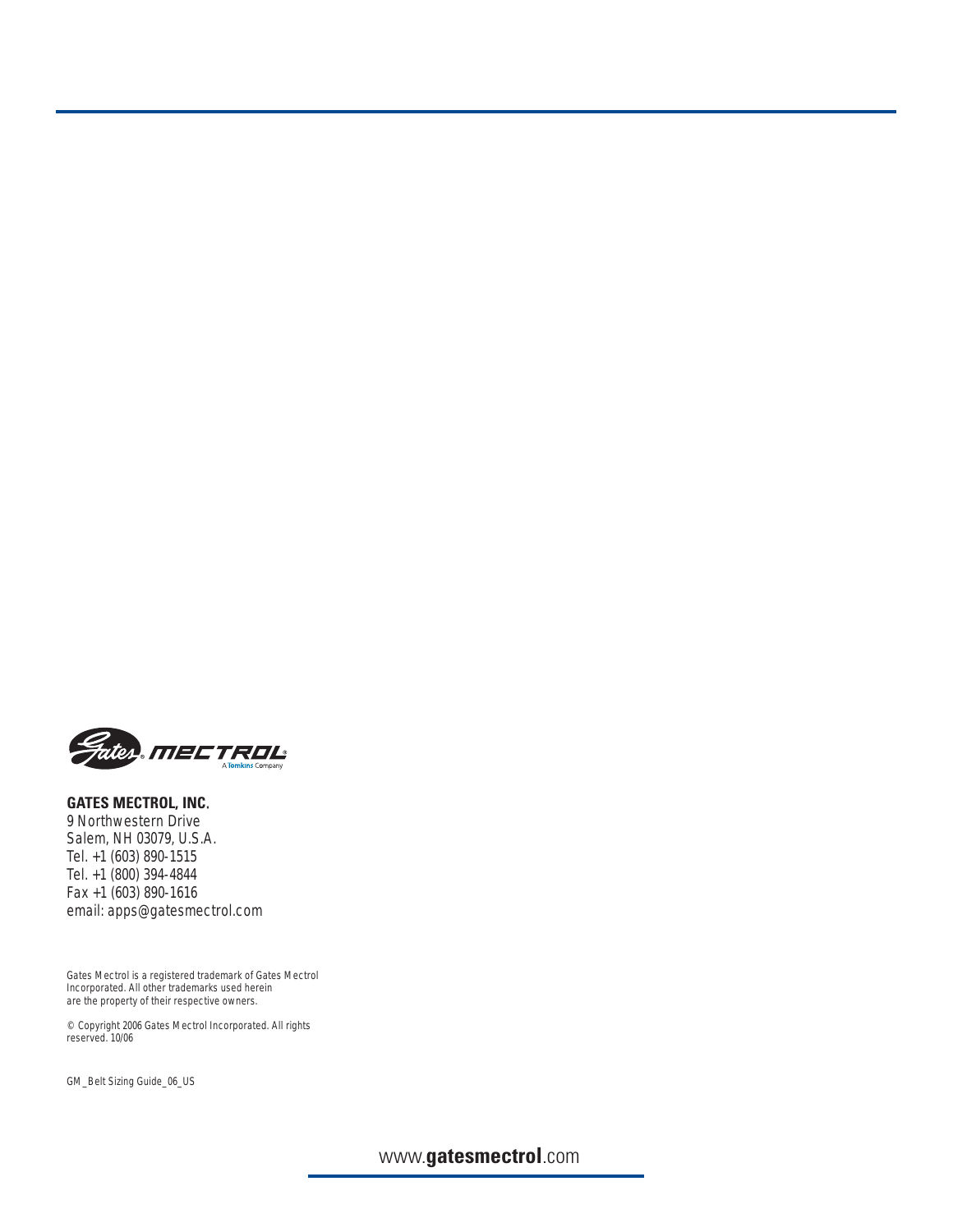**GATES MECTROL, INC.**
9 Northwestern Drive
Salem, NH 03079, U.S.A.
Tel. +1 (603) 890-1515
Tel. +1 (800) 394-4844
Fax +1 (603) 890-1616
email: apps@gatesmectrol.com

Gates Mectrol is a registered trademark of Gates Mectrol Incorporated. All other trademarks used herein are the property of their respective owners.

© Copyright 2006 Gates Mectrol Incorporated. All rights reserved. 10/06

GM_Belt Sizing Guide_06_US

www.**gatesmectrol**.com